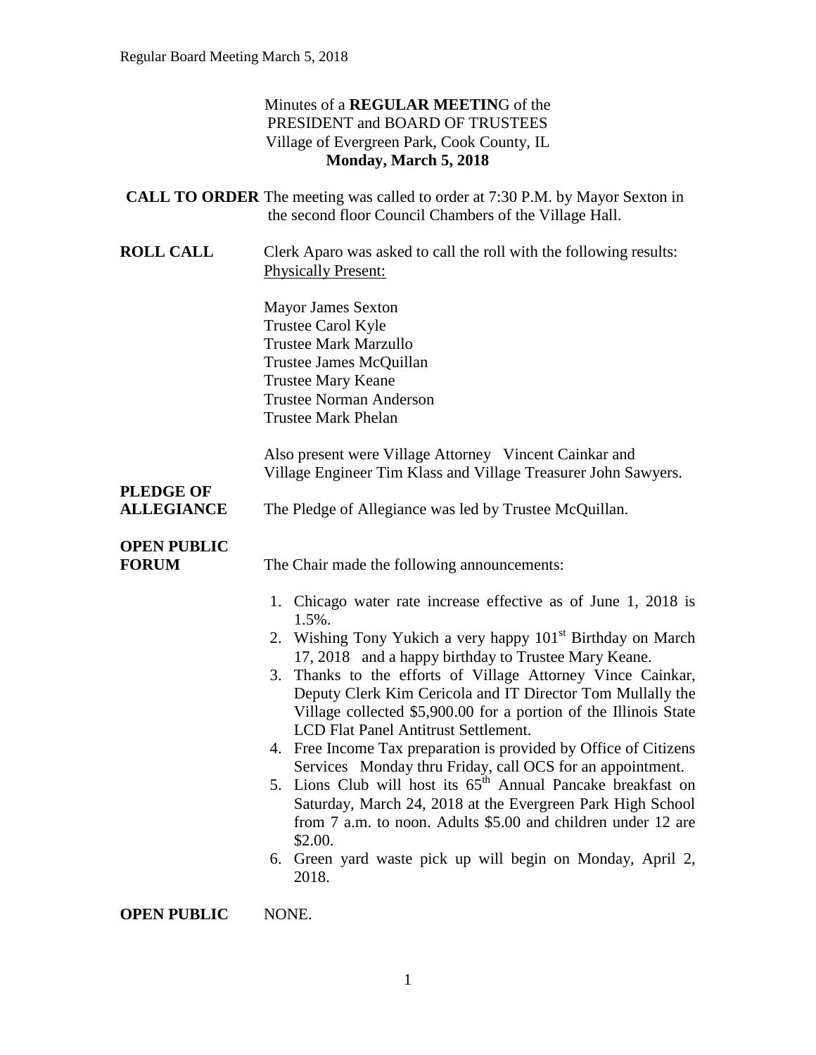Minutes of a **REGULAR MEETIN**G of the
PRESIDENT and BOARD OF TRUSTEES
Village of Evergreen Park, Cook County, IL
**Monday, March 5, 2018**

**CALL TO ORDER** The meeting was called to order at 7:30 P.M. by Mayor Sexton in the second floor Council Chambers of the Village Hall.

**ROLL CALL** Clerk Aparo was asked to call the roll with the following results:
Physically Present:

Mayor James Sexton
Trustee Carol Kyle
Trustee Mark Marzullo
Trustee James McQuillan
Trustee Mary Keane
Trustee Norman Anderson
Trustee Mark Phelan

Also present were Village Attorney Vincent Cainkar and Village Engineer Tim Klass and Village Treasurer John Sawyers.

**PLEDGE OF ALLEGIANCE** The Pledge of Allegiance was led by Trustee McQuillan.

**OPEN PUBLIC FORUM** The Chair made the following announcements:

1. Chicago water rate increase effective as of June 1, 2018 is 1.5%.
2. Wishing Tony Yukich a very happy 101st Birthday on March 17, 2018 and a happy birthday to Trustee Mary Keane.
3. Thanks to the efforts of Village Attorney Vince Cainkar, Deputy Clerk Kim Cericola and IT Director Tom Mullally the Village collected $5,900.00 for a portion of the Illinois State LCD Flat Panel Antitrust Settlement.
4. Free Income Tax preparation is provided by Office of Citizens Services Monday thru Friday, call OCS for an appointment.
5. Lions Club will host its 65th Annual Pancake breakfast on Saturday, March 24, 2018 at the Evergreen Park High School from 7 a.m. to noon. Adults $5.00 and children under 12 are $2.00.
6. Green yard waste pick up will begin on Monday, April 2, 2018.

**OPEN PUBLIC** NONE.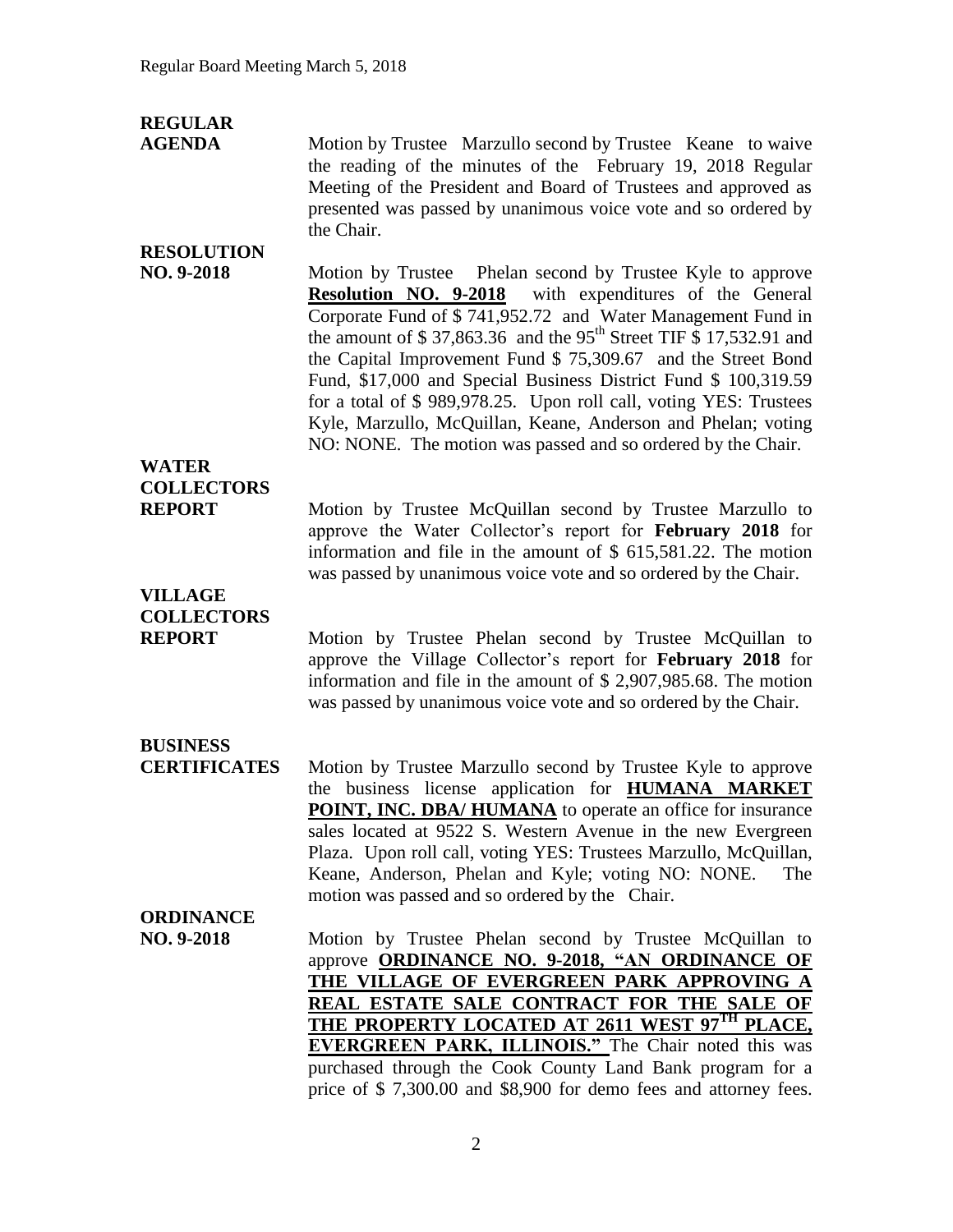**REGULAR AGENDA**

Motion by Trustee Marzullo second by Trustee Keane to waive the reading of the minutes of the February 19, 2018 Regular Meeting of the President and Board of Trustees and approved as presented was passed by unanimous voice vote and so ordered by the Chair.

**RESOLUTION NO. 9-2018**

Motion by Trustee Phelan second by Trustee Kyle to approve **Resolution NO. 9-2018** with expenditures of the General Corporate Fund of $ 741,952.72 and Water Management Fund in the amount of $ 37,863.36 and the 95th Street TIF $ 17,532.91 and the Capital Improvement Fund $ 75,309.67 and the Street Bond Fund, $17,000 and Special Business District Fund $ 100,319.59 for a total of $ 989,978.25. Upon roll call, voting YES: Trustees Kyle, Marzullo, McQuillan, Keane, Anderson and Phelan; voting NO: NONE. The motion was passed and so ordered by the Chair.

**WATER COLLECTORS REPORT**

Motion by Trustee McQuillan second by Trustee Marzullo to approve the Water Collector's report for **February 2018** for information and file in the amount of $ 615,581.22. The motion was passed by unanimous voice vote and so ordered by the Chair.

**VILLAGE COLLECTORS REPORT**

Motion by Trustee Phelan second by Trustee McQuillan to approve the Village Collector's report for **February 2018** for information and file in the amount of $ 2,907,985.68. The motion was passed by unanimous voice vote and so ordered by the Chair.

**BUSINESS CERTIFICATES**

Motion by Trustee Marzullo second by Trustee Kyle to approve the business license application for **HUMANA MARKET POINT, INC. DBA/ HUMANA** to operate an office for insurance sales located at 9522 S. Western Avenue in the new Evergreen Plaza. Upon roll call, voting YES: Trustees Marzullo, McQuillan, Keane, Anderson, Phelan and Kyle; voting NO: NONE. The motion was passed and so ordered by the Chair.

**ORDINANCE NO. 9-2018**

Motion by Trustee Phelan second by Trustee McQuillan to approve **ORDINANCE NO. 9-2018, "AN ORDINANCE OF THE VILLAGE OF EVERGREEN PARK APPROVING A REAL ESTATE SALE CONTRACT FOR THE SALE OF THE PROPERTY LOCATED AT 2611 WEST 97TH PLACE, EVERGREEN PARK, ILLINOIS."** The Chair noted this was purchased through the Cook County Land Bank program for a price of $ 7,300.00 and $8,900 for demo fees and attorney fees.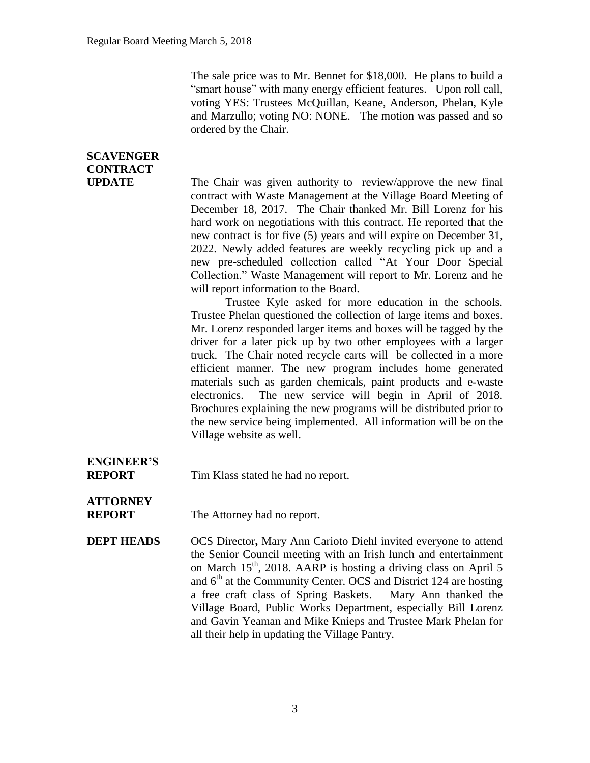The sale price was to Mr. Bennet for $18,000. He plans to build a "smart house" with many energy efficient features. Upon roll call, voting YES: Trustees McQuillan, Keane, Anderson, Phelan, Kyle and Marzullo; voting NO: NONE. The motion was passed and so ordered by the Chair.

**SCAVENGER CONTRACT UPDATE**

The Chair was given authority to review/approve the new final contract with Waste Management at the Village Board Meeting of December 18, 2017. The Chair thanked Mr. Bill Lorenz for his hard work on negotiations with this contract. He reported that the new contract is for five (5) years and will expire on December 31, 2022. Newly added features are weekly recycling pick up and a new pre-scheduled collection called "At Your Door Special Collection." Waste Management will report to Mr. Lorenz and he will report information to the Board.

Trustee Kyle asked for more education in the schools. Trustee Phelan questioned the collection of large items and boxes. Mr. Lorenz responded larger items and boxes will be tagged by the driver for a later pick up by two other employees with a larger truck. The Chair noted recycle carts will be collected in a more efficient manner. The new program includes home generated materials such as garden chemicals, paint products and e-waste electronics. The new service will begin in April of 2018. Brochures explaining the new programs will be distributed prior to the new service being implemented. All information will be on the Village website as well.

**ENGINEER'S REPORT**

Tim Klass stated he had no report.

**ATTORNEY REPORT**

The Attorney had no report.

**DEPT HEADS**

OCS Director**,** Mary Ann Carioto Diehl invited everyone to attend the Senior Council meeting with an Irish lunch and entertainment on March 15th, 2018. AARP is hosting a driving class on April 5 and 6th at the Community Center. OCS and District 124 are hosting a free craft class of Spring Baskets. Mary Ann thanked the Village Board, Public Works Department, especially Bill Lorenz and Gavin Yeaman and Mike Knieps and Trustee Mark Phelan for all their help in updating the Village Pantry.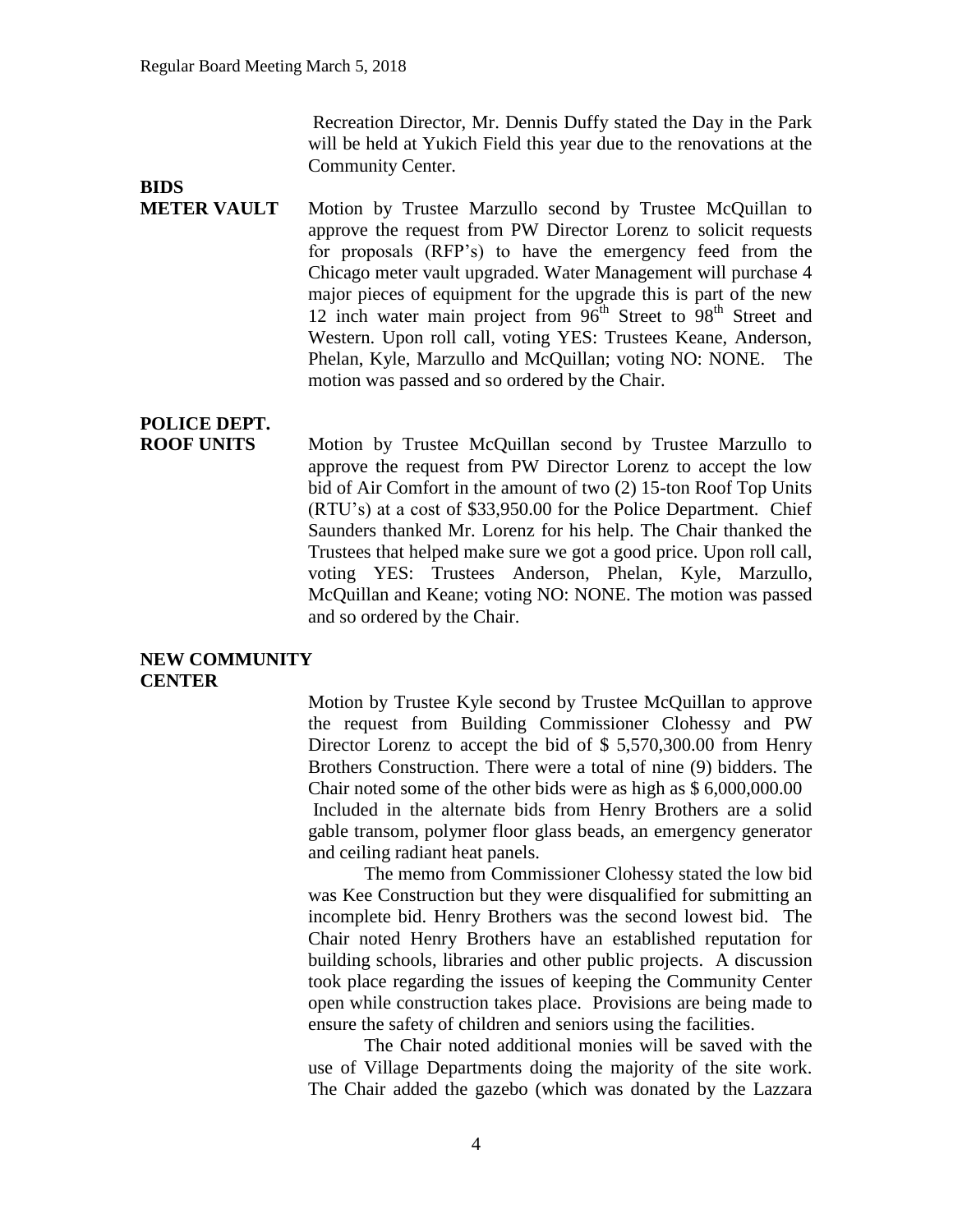Recreation Director, Mr. Dennis Duffy stated the Day in the Park will be held at Yukich Field this year due to the renovations at the Community Center.

**BIDS**

**METER VAULT**

Motion by Trustee Marzullo second by Trustee McQuillan to approve the request from PW Director Lorenz to solicit requests for proposals (RFP's) to have the emergency feed from the Chicago meter vault upgraded. Water Management will purchase 4 major pieces of equipment for the upgrade this is part of the new 12 inch water main project from 96th Street to 98th Street and Western. Upon roll call, voting YES: Trustees Keane, Anderson, Phelan, Kyle, Marzullo and McQuillan; voting NO: NONE. The motion was passed and so ordered by the Chair.

**POLICE DEPT. ROOF UNITS**

Motion by Trustee McQuillan second by Trustee Marzullo to approve the request from PW Director Lorenz to accept the low bid of Air Comfort in the amount of two (2) 15-ton Roof Top Units (RTU's) at a cost of $33,950.00 for the Police Department. Chief Saunders thanked Mr. Lorenz for his help. The Chair thanked the Trustees that helped make sure we got a good price. Upon roll call, voting YES: Trustees Anderson, Phelan, Kyle, Marzullo, McQuillan and Keane; voting NO: NONE. The motion was passed and so ordered by the Chair.

**NEW COMMUNITY CENTER**

Motion by Trustee Kyle second by Trustee McQuillan to approve the request from Building Commissioner Clohessy and PW Director Lorenz to accept the bid of $ 5,570,300.00 from Henry Brothers Construction. There were a total of nine (9) bidders. The Chair noted some of the other bids were as high as $ 6,000,000.00 Included in the alternate bids from Henry Brothers are a solid gable transom, polymer floor glass beads, an emergency generator and ceiling radiant heat panels.

The memo from Commissioner Clohessy stated the low bid was Kee Construction but they were disqualified for submitting an incomplete bid. Henry Brothers was the second lowest bid. The Chair noted Henry Brothers have an established reputation for building schools, libraries and other public projects. A discussion took place regarding the issues of keeping the Community Center open while construction takes place. Provisions are being made to ensure the safety of children and seniors using the facilities.

The Chair noted additional monies will be saved with the use of Village Departments doing the majority of the site work. The Chair added the gazebo (which was donated by the Lazzara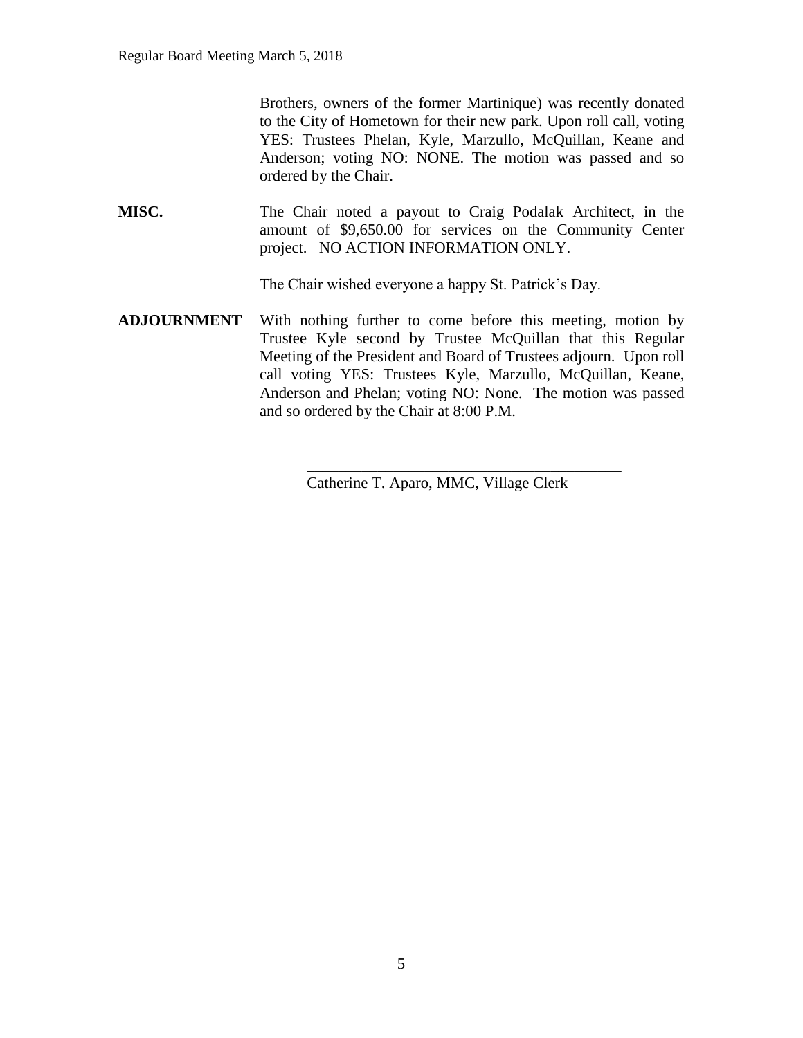Brothers, owners of the former Martinique) was recently donated to the City of Hometown for their new park. Upon roll call, voting YES: Trustees Phelan, Kyle, Marzullo, McQuillan, Keane and Anderson; voting NO: NONE. The motion was passed and so ordered by the Chair.

**MISC.** The Chair noted a payout to Craig Podalak Architect, in the amount of $9,650.00 for services on the Community Center project. NO ACTION INFORMATION ONLY.

The Chair wished everyone a happy St. Patrick's Day.

**ADJOURNMENT** With nothing further to come before this meeting, motion by Trustee Kyle second by Trustee McQuillan that this Regular Meeting of the President and Board of Trustees adjourn. Upon roll call voting YES: Trustees Kyle, Marzullo, McQuillan, Keane, Anderson and Phelan; voting NO: None. The motion was passed and so ordered by the Chair at 8:00 P.M.

\_\_\_\_\_\_\_\_\_\_\_\_\_\_\_\_\_\_\_\_\_\_\_\_\_\_\_\_\_\_\_\_\_\_\_\_\_\_\_\_

Catherine T. Aparo, MMC, Village Clerk